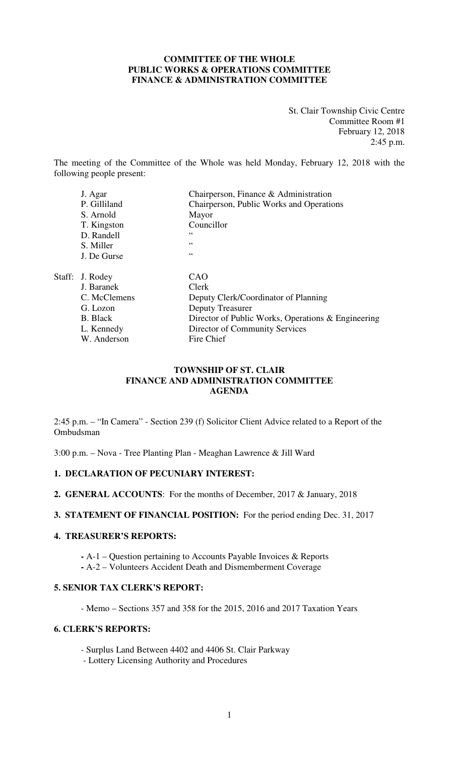**COMMITTEE OF THE WHOLE**
**PUBLIC WORKS & OPERATIONS COMMITTEE**
**FINANCE & ADMINISTRATION COMMITTEE**

St. Clair Township Civic Centre
Committee Room #1
February 12, 2018
2:45 p.m.

The meeting of the Committee of the Whole was held Monday, February 12, 2018 with the following people present:

| | |
|---|---|
| J. Agar | Chairperson, Finance & Administration |
| P. Gilliland | Chairperson, Public Works and Operations |
| S. Arnold | Mayor |
| T. Kingston | Councillor |
| D. Randell | " |
| S. Miller | " |
| J. De Gurse | " |

| | | |
|---|---|---|
| Staff: | J. Rodey | CAO |
| | J. Baranek | Clerk |
| | C. McClemens | Deputy Clerk/Coordinator of Planning |
| | G. Lozon | Deputy Treasurer |
| | B. Black | Director of Public Works, Operations & Engineering |
| | L. Kennedy | Director of Community Services |
| | W. Anderson | Fire Chief |

**TOWNSHIP OF ST. CLAIR**
**FINANCE AND ADMINISTRATION COMMITTEE**
**AGENDA**

2:45 p.m. – "In Camera" - Section 239 (f) Solicitor Client Advice related to a Report of the Ombudsman

3:00 p.m. – Nova - Tree Planting Plan - Meaghan Lawrence & Jill Ward

**1. DECLARATION OF PECUNIARY INTEREST:**

**2. GENERAL ACCOUNTS**: For the months of December, 2017 & January, 2018

**3. STATEMENT OF FINANCIAL POSITION:** For the period ending Dec. 31, 2017

**4. TREASURER'S REPORTS:**

- A-1 – Question pertaining to Accounts Payable Invoices & Reports
- A-2 – Volunteers Accident Death and Dismemberment Coverage

**5. SENIOR TAX CLERK'S REPORT:**

- Memo – Sections 357 and 358 for the 2015, 2016 and 2017 Taxation Years

**6. CLERK'S REPORTS:**

- Surplus Land Between 4402 and 4406 St. Clair Parkway
- Lottery Licensing Authority and Procedures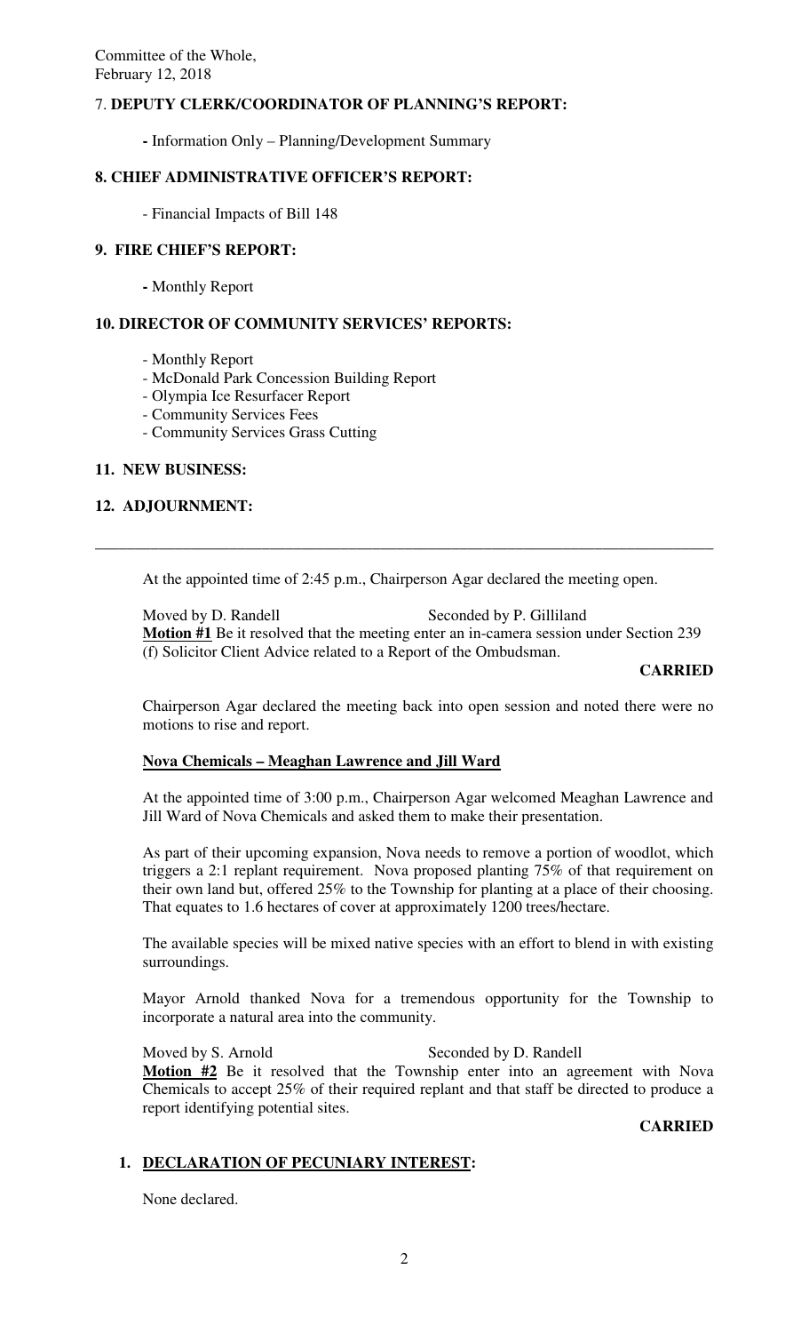Committee of the Whole,
February 12, 2018

7. **DEPUTY CLERK/COORDINATOR OF PLANNING'S REPORT:**

- Information Only – Planning/Development Summary

**8. CHIEF ADMINISTRATIVE OFFICER'S REPORT:**

- Financial Impacts of Bill 148

**9. FIRE CHIEF'S REPORT:**

- Monthly Report

**10. DIRECTOR OF COMMUNITY SERVICES' REPORTS:**

- Monthly Report
- McDonald Park Concession Building Report
- Olympia Ice Resurfacer Report
- Community Services Fees
- Community Services Grass Cutting

**11. NEW BUSINESS:**

**12. ADJOURNMENT:**

---

At the appointed time of 2:45 p.m., Chairperson Agar declared the meeting open.

Moved by D. Randell Seconded by P. Gilliland
**Motion #1** Be it resolved that the meeting enter an in-camera session under Section 239 (f) Solicitor Client Advice related to a Report of the Ombudsman.

**CARRIED**

Chairperson Agar declared the meeting back into open session and noted there were no motions to rise and report.

**Nova Chemicals – Meaghan Lawrence and Jill Ward**

At the appointed time of 3:00 p.m., Chairperson Agar welcomed Meaghan Lawrence and Jill Ward of Nova Chemicals and asked them to make their presentation.

As part of their upcoming expansion, Nova needs to remove a portion of woodlot, which triggers a 2:1 replant requirement. Nova proposed planting 75% of that requirement on their own land but, offered 25% to the Township for planting at a place of their choosing. That equates to 1.6 hectares of cover at approximately 1200 trees/hectare.

The available species will be mixed native species with an effort to blend in with existing surroundings.

Mayor Arnold thanked Nova for a tremendous opportunity for the Township to incorporate a natural area into the community.

Moved by S. Arnold Seconded by D. Randell
**Motion #2** Be it resolved that the Township enter into an agreement with Nova Chemicals to accept 25% of their required replant and that staff be directed to produce a report identifying potential sites.

**CARRIED**

**1. DECLARATION OF PECUNIARY INTEREST:**

None declared.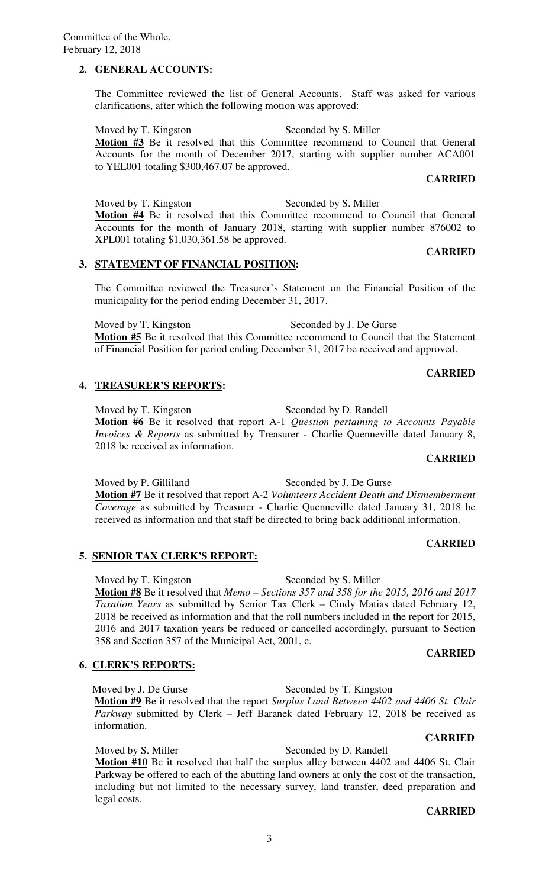## 2. GENERAL ACCOUNTS:

The Committee reviewed the list of General Accounts. Staff was asked for various clarifications, after which the following motion was approved:

Moved by T. Kingston Seconded by S. Miller

**Motion #3** Be it resolved that this Committee recommend to Council that General Accounts for the month of December 2017, starting with supplier number ACA001 to YEL001 totaling $300,467.07 be approved.

**CARRIED**

Moved by T. Kingston Seconded by S. Miller

**Motion #4** Be it resolved that this Committee recommend to Council that General Accounts for the month of January 2018, starting with supplier number 876002 to XPL001 totaling $1,030,361.58 be approved.

**CARRIED**

## 3. STATEMENT OF FINANCIAL POSITION:

The Committee reviewed the Treasurer's Statement on the Financial Position of the municipality for the period ending December 31, 2017.

Moved by T. Kingston Seconded by J. De Gurse

**Motion #5** Be it resolved that this Committee recommend to Council that the Statement of Financial Position for period ending December 31, 2017 be received and approved.

**CARRIED**

## 4. TREASURER'S REPORTS:

Moved by T. Kingston Seconded by D. Randell

**Motion #6** Be it resolved that report A-1 *Question pertaining to Accounts Payable Invoices & Reports* as submitted by Treasurer - Charlie Quenneville dated January 8, 2018 be received as information.

**CARRIED**

Moved by P. Gilliland Seconded by J. De Gurse

**Motion #7** Be it resolved that report A-2 *Volunteers Accident Death and Dismemberment Coverage* as submitted by Treasurer - Charlie Quenneville dated January 31, 2018 be received as information and that staff be directed to bring back additional information.

**CARRIED**

## 5. SENIOR TAX CLERK'S REPORT:

Moved by T. Kingston Seconded by S. Miller

**Motion #8** Be it resolved that *Memo – Sections 357 and 358 for the 2015, 2016 and 2017 Taxation Years* as submitted by Senior Tax Clerk – Cindy Matias dated February 12, 2018 be received as information and that the roll numbers included in the report for 2015, 2016 and 2017 taxation years be reduced or cancelled accordingly, pursuant to Section 358 and Section 357 of the Municipal Act, 2001, c.

**CARRIED**

## 6. CLERK'S REPORTS:

Moved by J. De Gurse Seconded by T. Kingston

**Motion #9** Be it resolved that the report *Surplus Land Between 4402 and 4406 St. Clair Parkway* submitted by Clerk – Jeff Baranek dated February 12, 2018 be received as information.

**CARRIED**

Moved by S. Miller Seconded by D. Randell

**Motion #10** Be it resolved that half the surplus alley between 4402 and 4406 St. Clair Parkway be offered to each of the abutting land owners at only the cost of the transaction, including but not limited to the necessary survey, land transfer, deed preparation and legal costs.

**CARRIED**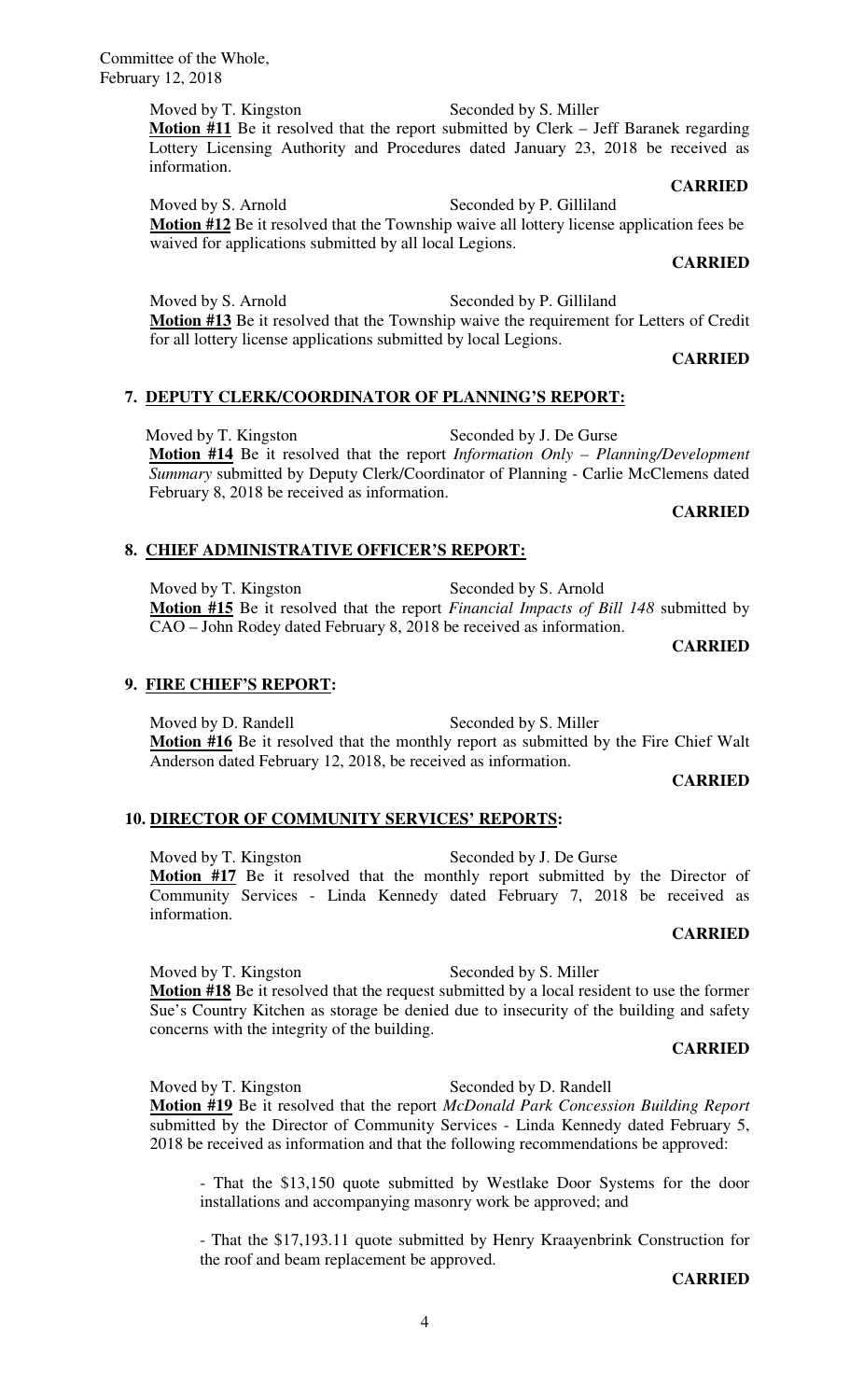Moved by T. Kingston Seconded by S. Miller

**Motion #11** Be it resolved that the report submitted by Clerk – Jeff Baranek regarding Lottery Licensing Authority and Procedures dated January 23, 2018 be received as information.

**CARRIED**

Moved by S. Arnold Seconded by P. Gilliland

**Motion #12** Be it resolved that the Township waive all lottery license application fees be waived for applications submitted by all local Legions.

**CARRIED**

Moved by S. Arnold Seconded by P. Gilliland

**Motion #13** Be it resolved that the Township waive the requirement for Letters of Credit for all lottery license applications submitted by local Legions.

**CARRIED**

## 7. DEPUTY CLERK/COORDINATOR OF PLANNING'S REPORT:

Moved by T. Kingston Seconded by J. De Gurse

**Motion #14** Be it resolved that the report *Information Only – Planning/Development Summary* submitted by Deputy Clerk/Coordinator of Planning - Carlie McClemens dated February 8, 2018 be received as information.

**CARRIED**

## 8. CHIEF ADMINISTRATIVE OFFICER'S REPORT:

Moved by T. Kingston Seconded by S. Arnold

**Motion #15** Be it resolved that the report *Financial Impacts of Bill 148* submitted by CAO – John Rodey dated February 8, 2018 be received as information.

**CARRIED**

## 9. FIRE CHIEF'S REPORT:

Moved by D. Randell Seconded by S. Miller

**Motion #16** Be it resolved that the monthly report as submitted by the Fire Chief Walt Anderson dated February 12, 2018, be received as information.

**CARRIED**

## 10. DIRECTOR OF COMMUNITY SERVICES' REPORTS:

Moved by T. Kingston Seconded by J. De Gurse

**Motion #17** Be it resolved that the monthly report submitted by the Director of Community Services - Linda Kennedy dated February 7, 2018 be received as information.

**CARRIED**

Moved by T. Kingston Seconded by S. Miller

**Motion #18** Be it resolved that the request submitted by a local resident to use the former Sue's Country Kitchen as storage be denied due to insecurity of the building and safety concerns with the integrity of the building.

**CARRIED**

Moved by T. Kingston Seconded by D. Randell

**Motion #19** Be it resolved that the report *McDonald Park Concession Building Report* submitted by the Director of Community Services - Linda Kennedy dated February 5, 2018 be received as information and that the following recommendations be approved:

- That the $13,150 quote submitted by Westlake Door Systems for the door installations and accompanying masonry work be approved; and

- That the $17,193.11 quote submitted by Henry Kraayenbrink Construction for the roof and beam replacement be approved.

**CARRIED**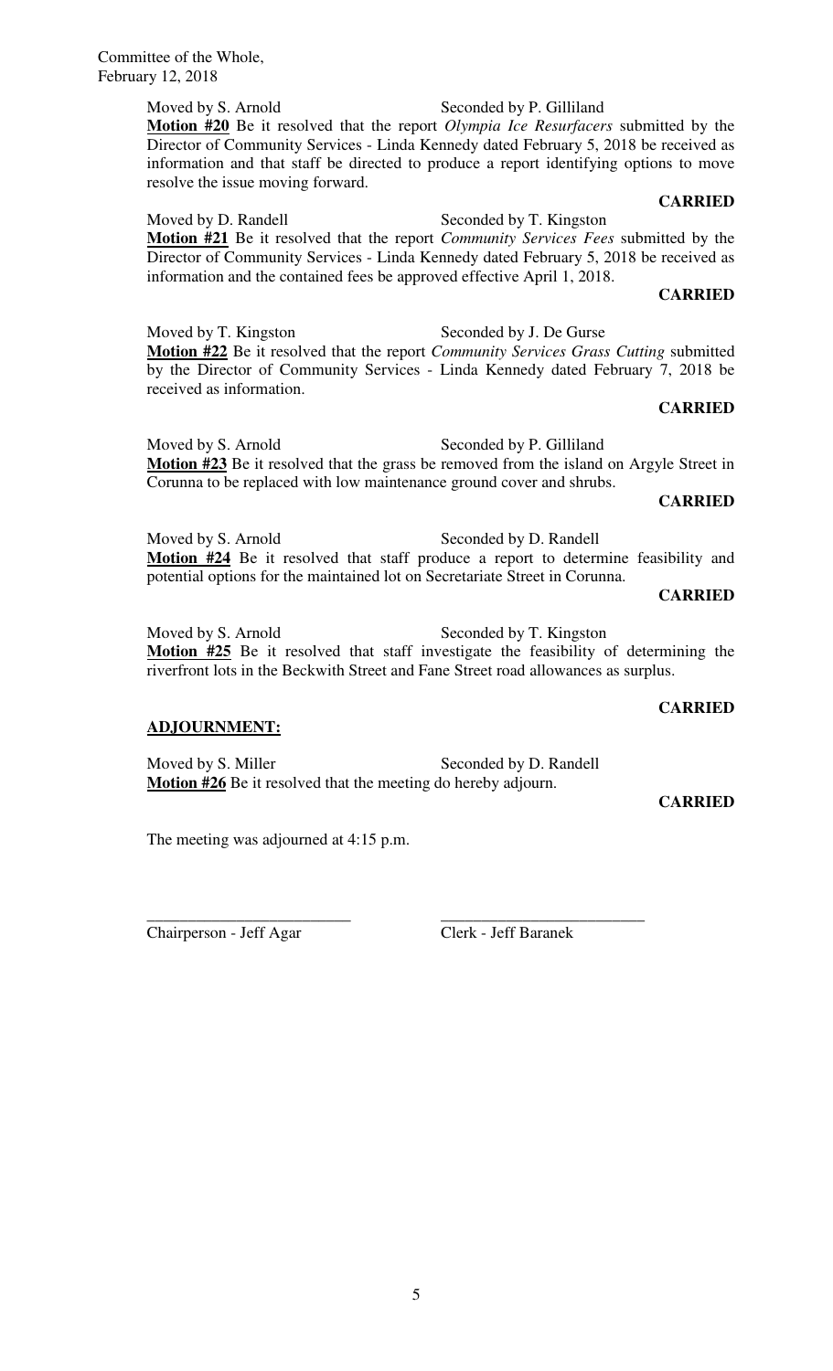Moved by S. Arnold Seconded by P. Gilliland

**Motion #20** Be it resolved that the report *Olympia Ice Resurfacers* submitted by the Director of Community Services - Linda Kennedy dated February 5, 2018 be received as information and that staff be directed to produce a report identifying options to move resolve the issue moving forward.

**CARRIED**

Moved by D. Randell Seconded by T. Kingston

**Motion #21** Be it resolved that the report *Community Services Fees* submitted by the Director of Community Services - Linda Kennedy dated February 5, 2018 be received as information and the contained fees be approved effective April 1, 2018.

**CARRIED**

Moved by T. Kingston Seconded by J. De Gurse

**Motion #22** Be it resolved that the report *Community Services Grass Cutting* submitted by the Director of Community Services - Linda Kennedy dated February 7, 2018 be received as information.

**CARRIED**

Moved by S. Arnold Seconded by P. Gilliland

**Motion #23** Be it resolved that the grass be removed from the island on Argyle Street in Corunna to be replaced with low maintenance ground cover and shrubs.

**CARRIED**

Moved by S. Arnold Seconded by D. Randell

**Motion #24** Be it resolved that staff produce a report to determine feasibility and potential options for the maintained lot on Secretariate Street in Corunna.

**CARRIED**

Moved by S. Arnold Seconded by T. Kingston

**Motion #25** Be it resolved that staff investigate the feasibility of determining the riverfront lots in the Beckwith Street and Fane Street road allowances as surplus.

**CARRIED**

## ADJOURNMENT:

Moved by S. Miller Seconded by D. Randell

**Motion #26** Be it resolved that the meeting do hereby adjourn.

**CARRIED**

The meeting was adjourned at 4:15 p.m.

\_\_\_\_\_\_\_\_\_\_\_\_\_\_\_\_\_\_\_\_\_\_\_\_\_ \_\_\_\_\_\_\_\_\_\_\_\_\_\_\_\_\_\_\_\_\_\_\_\_\_

Chairperson - Jeff Agar Clerk - Jeff Baranek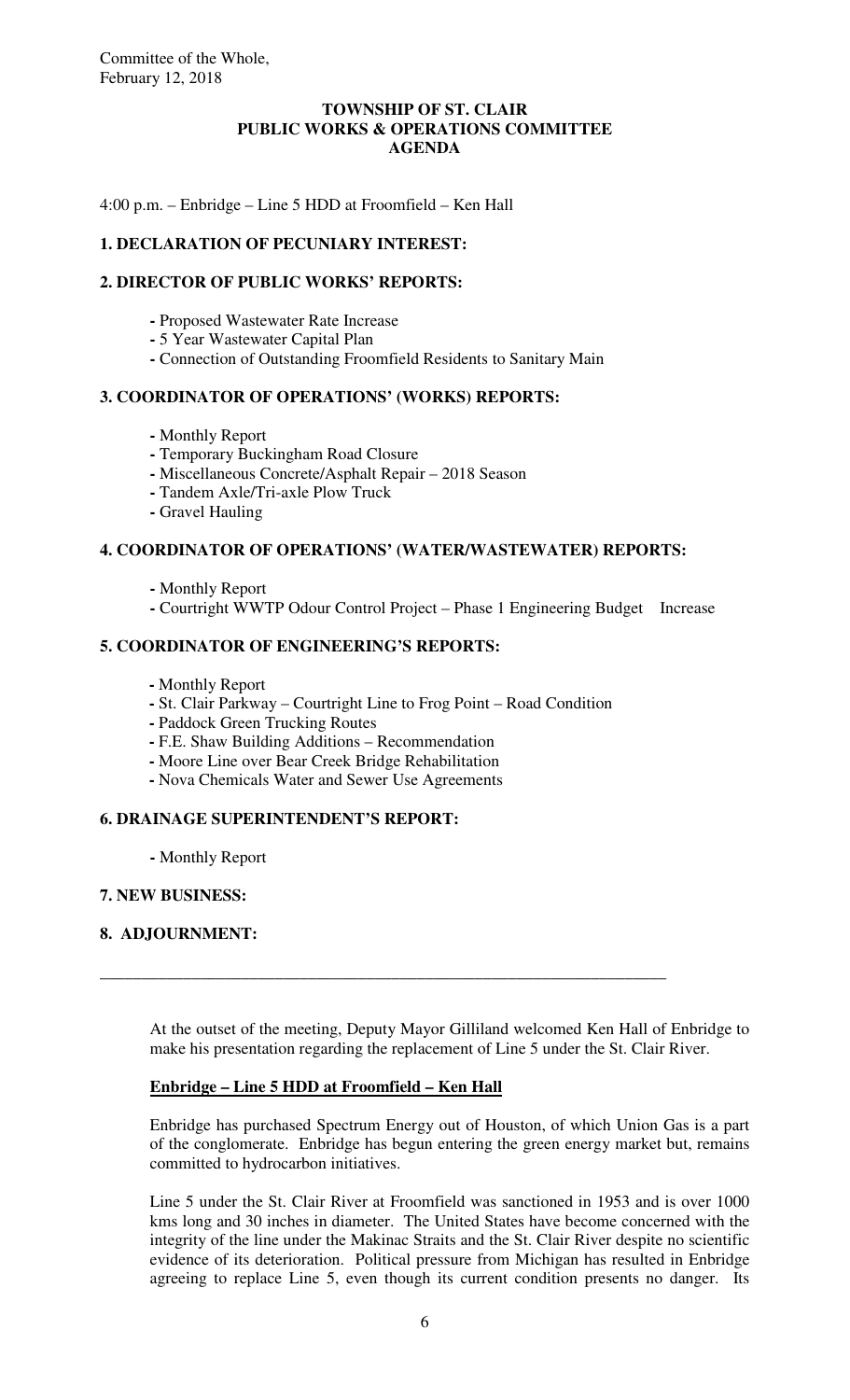Committee of the Whole,
February 12, 2018

**TOWNSHIP OF ST. CLAIR**
**PUBLIC WORKS & OPERATIONS COMMITTEE**
**AGENDA**

4:00 p.m. – Enbridge – Line 5 HDD at Froomfield – Ken Hall

**1. DECLARATION OF PECUNIARY INTEREST:**

**2. DIRECTOR OF PUBLIC WORKS' REPORTS:**

- Proposed Wastewater Rate Increase
- 5 Year Wastewater Capital Plan
- Connection of Outstanding Froomfield Residents to Sanitary Main

**3. COORDINATOR OF OPERATIONS' (WORKS) REPORTS:**

- Monthly Report
- Temporary Buckingham Road Closure
- Miscellaneous Concrete/Asphalt Repair – 2018 Season
- Tandem Axle/Tri-axle Plow Truck
- Gravel Hauling

**4. COORDINATOR OF OPERATIONS' (WATER/WASTEWATER) REPORTS:**

- Monthly Report
- Courtright WWTP Odour Control Project – Phase 1 Engineering Budget Increase

**5. COORDINATOR OF ENGINEERING'S REPORTS:**

- Monthly Report
- St. Clair Parkway – Courtright Line to Frog Point – Road Condition
- Paddock Green Trucking Routes
- F.E. Shaw Building Additions – Recommendation
- Moore Line over Bear Creek Bridge Rehabilitation
- Nova Chemicals Water and Sewer Use Agreements

**6. DRAINAGE SUPERINTENDENT'S REPORT:**

- Monthly Report

**7. NEW BUSINESS:**

**8. ADJOURNMENT:**

---

At the outset of the meeting, Deputy Mayor Gilliland welcomed Ken Hall of Enbridge to make his presentation regarding the replacement of Line 5 under the St. Clair River.

**<u>Enbridge – Line 5 HDD at Froomfield – Ken Hall</u>**

Enbridge has purchased Spectrum Energy out of Houston, of which Union Gas is a part of the conglomerate. Enbridge has begun entering the green energy market but, remains committed to hydrocarbon initiatives.

Line 5 under the St. Clair River at Froomfield was sanctioned in 1953 and is over 1000 kms long and 30 inches in diameter. The United States have become concerned with the integrity of the line under the Makinac Straits and the St. Clair River despite no scientific evidence of its deterioration. Political pressure from Michigan has resulted in Enbridge agreeing to replace Line 5, even though its current condition presents no danger. Its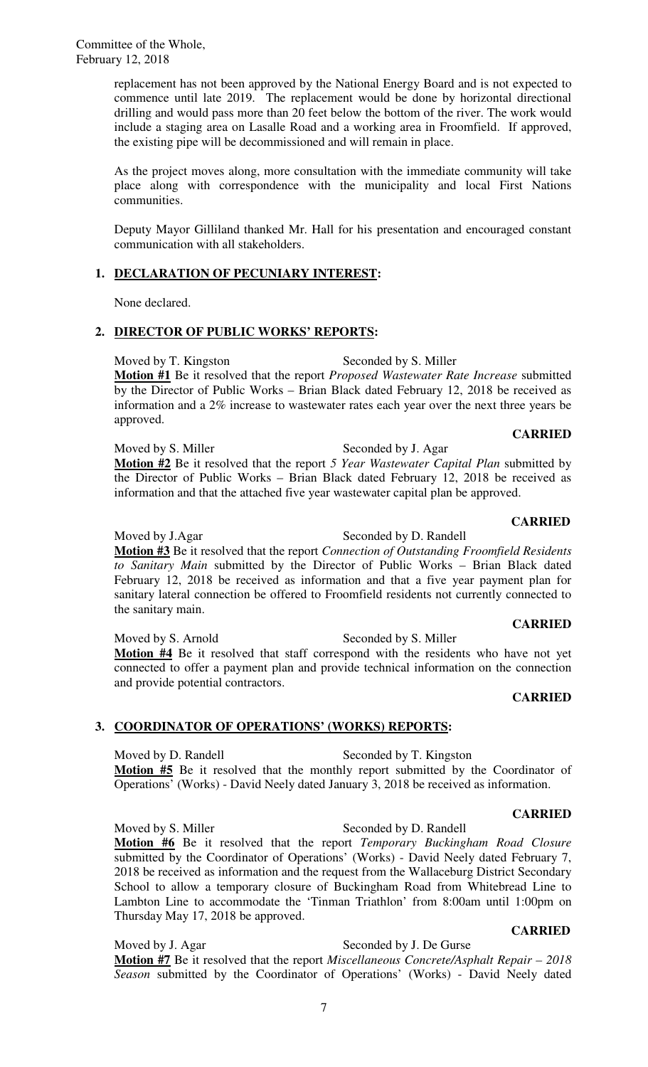replacement has not been approved by the National Energy Board and is not expected to commence until late 2019. The replacement would be done by horizontal directional drilling and would pass more than 20 feet below the bottom of the river. The work would include a staging area on Lasalle Road and a working area in Froomfield. If approved, the existing pipe will be decommissioned and will remain in place.

As the project moves along, more consultation with the immediate community will take place along with correspondence with the municipality and local First Nations communities.

Deputy Mayor Gilliland thanked Mr. Hall for his presentation and encouraged constant communication with all stakeholders.

## 1. DECLARATION OF PECUNIARY INTEREST:

None declared.

## 2. DIRECTOR OF PUBLIC WORKS' REPORTS:

Moved by T. Kingston Seconded by S. Miller

**Motion #1** Be it resolved that the report *Proposed Wastewater Rate Increase* submitted by the Director of Public Works – Brian Black dated February 12, 2018 be received as information and a 2% increase to wastewater rates each year over the next three years be approved.

**CARRIED**

Moved by S. Miller Seconded by J. Agar

**Motion #2** Be it resolved that the report *5 Year Wastewater Capital Plan* submitted by the Director of Public Works – Brian Black dated February 12, 2018 be received as information and that the attached five year wastewater capital plan be approved.

**CARRIED**

Moved by J.Agar Seconded by D. Randell

**Motion #3** Be it resolved that the report *Connection of Outstanding Froomfield Residents to Sanitary Main* submitted by the Director of Public Works – Brian Black dated February 12, 2018 be received as information and that a five year payment plan for sanitary lateral connection be offered to Froomfield residents not currently connected to the sanitary main.

**CARRIED**

Moved by S. Arnold Seconded by S. Miller

**Motion #4** Be it resolved that staff correspond with the residents who have not yet connected to offer a payment plan and provide technical information on the connection and provide potential contractors.

**CARRIED**

## 3. COORDINATOR OF OPERATIONS' (WORKS) REPORTS:

Moved by D. Randell Seconded by T. Kingston

**Motion #5** Be it resolved that the monthly report submitted by the Coordinator of Operations' (Works) - David Neely dated January 3, 2018 be received as information.

**CARRIED**

Moved by S. Miller Seconded by D. Randell

**Motion #6** Be it resolved that the report *Temporary Buckingham Road Closure* submitted by the Coordinator of Operations' (Works) - David Neely dated February 7, 2018 be received as information and the request from the Wallaceburg District Secondary School to allow a temporary closure of Buckingham Road from Whitebread Line to Lambton Line to accommodate the 'Tinman Triathlon' from 8:00am until 1:00pm on Thursday May 17, 2018 be approved.

**CARRIED**

Moved by J. Agar Seconded by J. De Gurse

**Motion #7** Be it resolved that the report *Miscellaneous Concrete/Asphalt Repair – 2018 Season* submitted by the Coordinator of Operations' (Works) - David Neely dated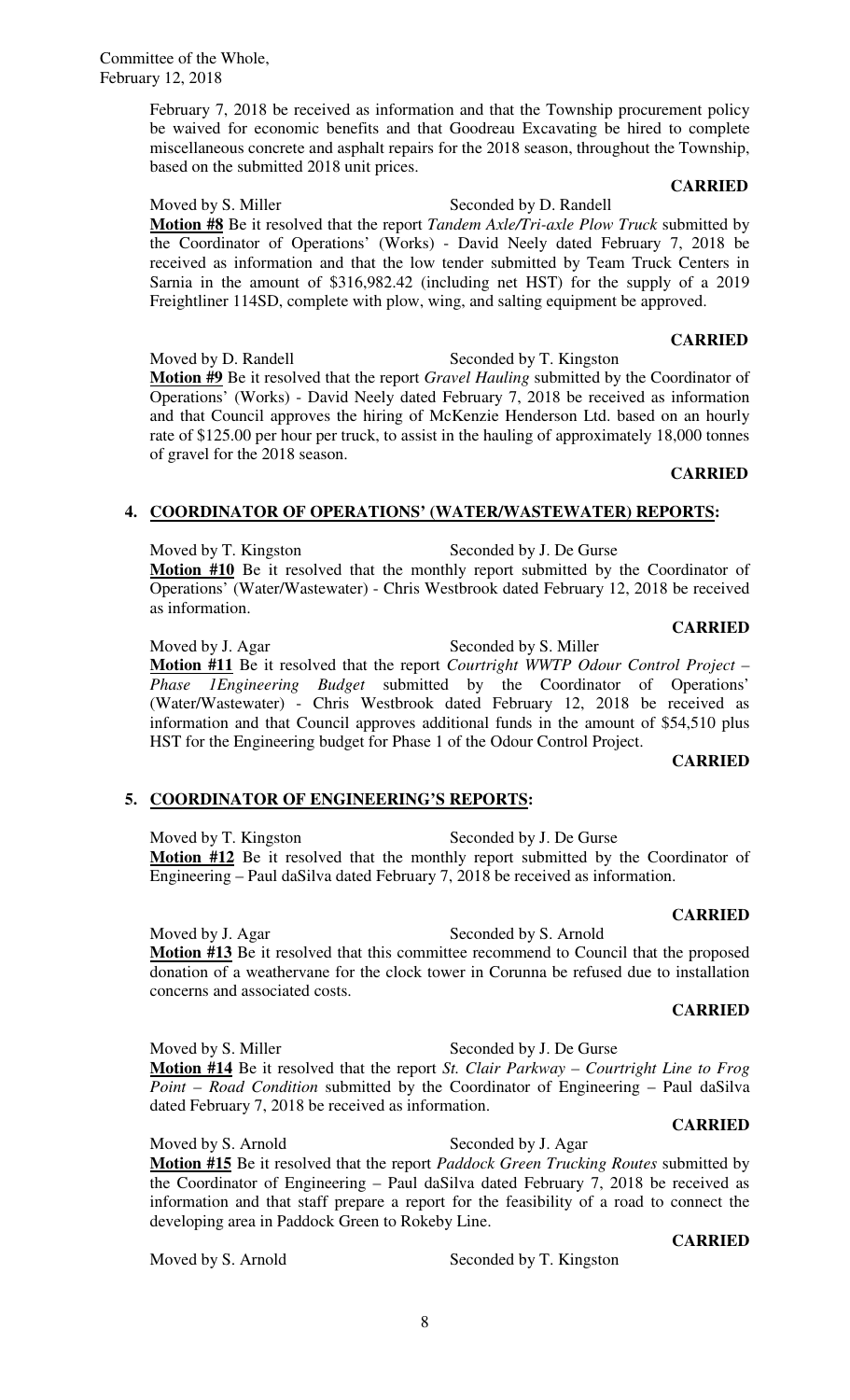February 7, 2018 be received as information and that the Township procurement policy be waived for economic benefits and that Goodreau Excavating be hired to complete miscellaneous concrete and asphalt repairs for the 2018 season, throughout the Township, based on the submitted 2018 unit prices.

**CARRIED**

Moved by S. Miller Seconded by D. Randell

**Motion #8** Be it resolved that the report *Tandem Axle/Tri-axle Plow Truck* submitted by the Coordinator of Operations' (Works) - David Neely dated February 7, 2018 be received as information and that the low tender submitted by Team Truck Centers in Sarnia in the amount of $316,982.42 (including net HST) for the supply of a 2019 Freightliner 114SD, complete with plow, wing, and salting equipment be approved.

**CARRIED**

Moved by D. Randell Seconded by T. Kingston

**Motion #9** Be it resolved that the report *Gravel Hauling* submitted by the Coordinator of Operations' (Works) - David Neely dated February 7, 2018 be received as information and that Council approves the hiring of McKenzie Henderson Ltd. based on an hourly rate of $125.00 per hour per truck, to assist in the hauling of approximately 18,000 tonnes of gravel for the 2018 season.

**CARRIED**

## 4. COORDINATOR OF OPERATIONS' (WATER/WASTEWATER) REPORTS:

Moved by T. Kingston Seconded by J. De Gurse

**Motion #10** Be it resolved that the monthly report submitted by the Coordinator of Operations' (Water/Wastewater) - Chris Westbrook dated February 12, 2018 be received as information.

**CARRIED**

Moved by J. Agar Seconded by S. Miller

**Motion #11** Be it resolved that the report *Courtright WWTP Odour Control Project – Phase 1Engineering Budget* submitted by the Coordinator of Operations' (Water/Wastewater) - Chris Westbrook dated February 12, 2018 be received as information and that Council approves additional funds in the amount of $54,510 plus HST for the Engineering budget for Phase 1 of the Odour Control Project.

**CARRIED**

## 5. COORDINATOR OF ENGINEERING'S REPORTS:

Moved by T. Kingston Seconded by J. De Gurse

**Motion #12** Be it resolved that the monthly report submitted by the Coordinator of Engineering – Paul daSilva dated February 7, 2018 be received as information.

**CARRIED**

Moved by J. Agar Seconded by S. Arnold

**Motion #13** Be it resolved that this committee recommend to Council that the proposed donation of a weathervane for the clock tower in Corunna be refused due to installation concerns and associated costs.

**CARRIED**

Moved by S. Miller Seconded by J. De Gurse

**Motion #14** Be it resolved that the report *St. Clair Parkway – Courtright Line to Frog Point – Road Condition* submitted by the Coordinator of Engineering – Paul daSilva dated February 7, 2018 be received as information.

**CARRIED**

Moved by S. Arnold Seconded by J. Agar

**Motion #15** Be it resolved that the report *Paddock Green Trucking Routes* submitted by the Coordinator of Engineering – Paul daSilva dated February 7, 2018 be received as information and that staff prepare a report for the feasibility of a road to connect the developing area in Paddock Green to Rokeby Line.

**CARRIED**

Moved by S. Arnold Seconded by T. Kingston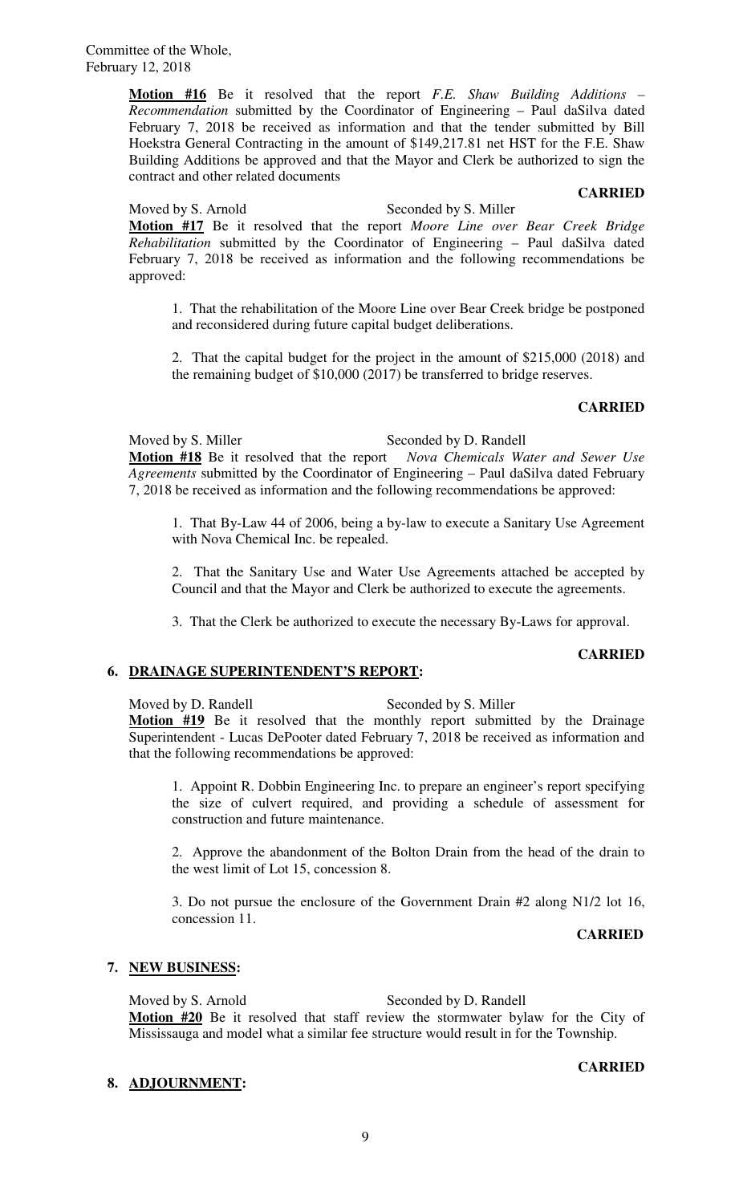**Motion #16** Be it resolved that the report *F.E. Shaw Building Additions – Recommendation* submitted by the Coordinator of Engineering – Paul daSilva dated February 7, 2018 be received as information and that the tender submitted by Bill Hoekstra General Contracting in the amount of $149,217.81 net HST for the F.E. Shaw Building Additions be approved and that the Mayor and Clerk be authorized to sign the contract and other related documents

**CARRIED**

Moved by S. Arnold Seconded by S. Miller

**Motion #17** Be it resolved that the report *Moore Line over Bear Creek Bridge Rehabilitation* submitted by the Coordinator of Engineering – Paul daSilva dated February 7, 2018 be received as information and the following recommendations be approved:

1. That the rehabilitation of the Moore Line over Bear Creek bridge be postponed and reconsidered during future capital budget deliberations.

2. That the capital budget for the project in the amount of $215,000 (2018) and the remaining budget of $10,000 (2017) be transferred to bridge reserves.

**CARRIED**

Moved by S. Miller Seconded by D. Randell

**Motion #18** Be it resolved that the report *Nova Chemicals Water and Sewer Use Agreements* submitted by the Coordinator of Engineering – Paul daSilva dated February 7, 2018 be received as information and the following recommendations be approved:

1. That By-Law 44 of 2006, being a by-law to execute a Sanitary Use Agreement with Nova Chemical Inc. be repealed.

2. That the Sanitary Use and Water Use Agreements attached be accepted by Council and that the Mayor and Clerk be authorized to execute the agreements.

3. That the Clerk be authorized to execute the necessary By-Laws for approval.

**CARRIED**

## 6. DRAINAGE SUPERINTENDENT'S REPORT:

Moved by D. Randell Seconded by S. Miller

**Motion #19** Be it resolved that the monthly report submitted by the Drainage Superintendent - Lucas DePooter dated February 7, 2018 be received as information and that the following recommendations be approved:

1. Appoint R. Dobbin Engineering Inc. to prepare an engineer's report specifying the size of culvert required, and providing a schedule of assessment for construction and future maintenance.

2. Approve the abandonment of the Bolton Drain from the head of the drain to the west limit of Lot 15, concession 8.

3. Do not pursue the enclosure of the Government Drain #2 along N1/2 lot 16, concession 11.

**CARRIED**

## 7. NEW BUSINESS:

Moved by S. Arnold Seconded by D. Randell

**Motion #20** Be it resolved that staff review the stormwater bylaw for the City of Mississauga and model what a similar fee structure would result in for the Township.

**CARRIED**

## 8. ADJOURNMENT: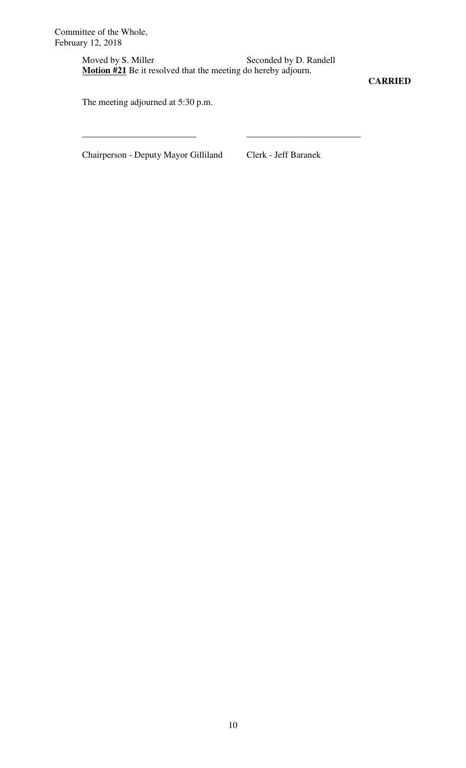Moved by S. Miller Seconded by D. Randell

**Motion #21** Be it resolved that the meeting do hereby adjourn.

**CARRIED**

The meeting adjourned at 5:30 p.m.

_________________________ _________________________

Chairperson - Deputy Mayor Gilliland Clerk - Jeff Baranek